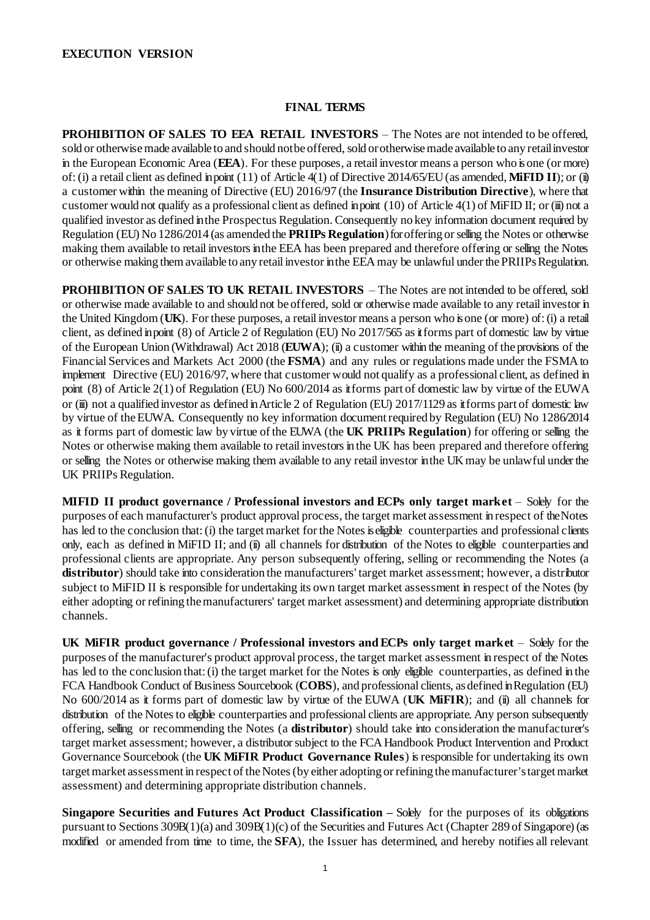**EXECUTION VERSION**

**FINAL TERMS**

**PROHIBITION OF SALES TO EEA RETAIL INVESTORS** – The Notes are not intended to be offered, sold or otherwise made available to and should not be offered, sold or otherwise made available to any retail investor in the European Economic Area (**EEA**). For these purposes, a retail investor means a person who is one (or more) of: (i) a retail client as defined in point (11) of Article 4(1) of Directive 2014/65/EU (as amended, **MiFID II**); or (ii) a customer within the meaning of Directive (EU) 2016/97 (the **Insurance Distribution Directive**), where that customer would not qualify as a professional client as defined in point (10) of Article 4(1) of MiFID II; or (iii) not a qualified investor as defined in the Prospectus Regulation. Consequently no key information document required by Regulation (EU) No 1286/2014 (as amended the **PRIIPs Regulation**) for offering or selling the Notes or otherwise making them available to retail investors in the EEA has been prepared and therefore offering or selling the Notes or otherwise making them available to any retail investor in the EEA may be unlawful under the PRIIPs Regulation.

**PROHIBITION OF SALES TO UK RETAIL INVESTORS** – The Notes are not intended to be offered, sold or otherwise made available to and should not be offered, sold or otherwise made available to any retail investor in the United Kingdom (**UK**). For these purposes, a retail investor means a person who is one (or more) of: (i) a retail client, as defined in point (8) of Article 2 of Regulation (EU) No 2017/565 as it forms part of domestic law by virtue of the European Union (Withdrawal) Act 2018 (**EUWA**); (ii) a customer within the meaning of the provisions of the Financial Services and Markets Act 2000 (the **FSMA**) and any rules or regulations made under the FSMA to implement Directive (EU) 2016/97, where that customer would not qualify as a professional client, as defined in point (8) of Article 2(1) of Regulation (EU) No 600/2014 as it forms part of domestic law by virtue of the EUWA or (iii) not a qualified investor as defined in Article 2 of Regulation (EU) 2017/1129 as it forms part of domestic law by virtue of the EUWA. Consequently no key information document required by Regulation (EU) No 1286/2014 as it forms part of domestic law by virtue of the EUWA (the **UK PRIIPs Regulation**) for offering or selling the Notes or otherwise making them available to retail investors in the UK has been prepared and therefore offering or selling the Notes or otherwise making them available to any retail investor in the UK may be unlawful under the UK PRIIPs Regulation.

**MIFID II product governance / Professional investors and ECPs only target market** – Solely for the purposes of each manufacturer's product approval process, the target market assessment in respect of the Notes has led to the conclusion that: (i) the target market for the Notes is eligible counterparties and professional clients only, each as defined in MiFID II; and (ii) all channels for distribution of the Notes to eligible counterparties and professional clients are appropriate. Any person subsequently offering, selling or recommending the Notes (a **distributor**) should take into consideration the manufacturers' target market assessment; however, a distributor subject to MiFID II is responsible for undertaking its own target market assessment in respect of the Notes (by either adopting or refining the manufacturers' target market assessment) and determining appropriate distribution channels.

**UK MiFIR product governance / Professional investors and ECPs only target market** – Solely for the purposes of the manufacturer's product approval process, the target market assessment in respect of the Notes has led to the conclusion that: (i) the target market for the Notes is only eligible counterparties, as defined in the FCA Handbook Conduct of Business Sourcebook (**COBS**), and professional clients, as defined in Regulation (EU) No 600/2014 as it forms part of domestic law by virtue of the EUWA (**UK MiFIR**); and (ii) all channels for distribution of the Notes to eligible counterparties and professional clients are appropriate. Any person subsequently offering, selling or recommending the Notes (a **distributor**) should take into consideration the manufacturer's target market assessment; however, a distributor subject to the FCA Handbook Product Intervention and Product Governance Sourcebook (the **UK MiFIR Product Governance Rules**) is responsible for undertaking its own target market assessment in respect of the Notes (by either adopting or refining the manufacturer's target market assessment) and determining appropriate distribution channels.

**Singapore Securities and Futures Act Product Classification –** Solely for the purposes of its obligations pursuant to Sections 309B(1)(a) and 309B(1)(c) of the Securities and Futures Act (Chapter 289 of Singapore) (as modified or amended from time to time, the **SFA**), the Issuer has determined, and hereby notifies all relevant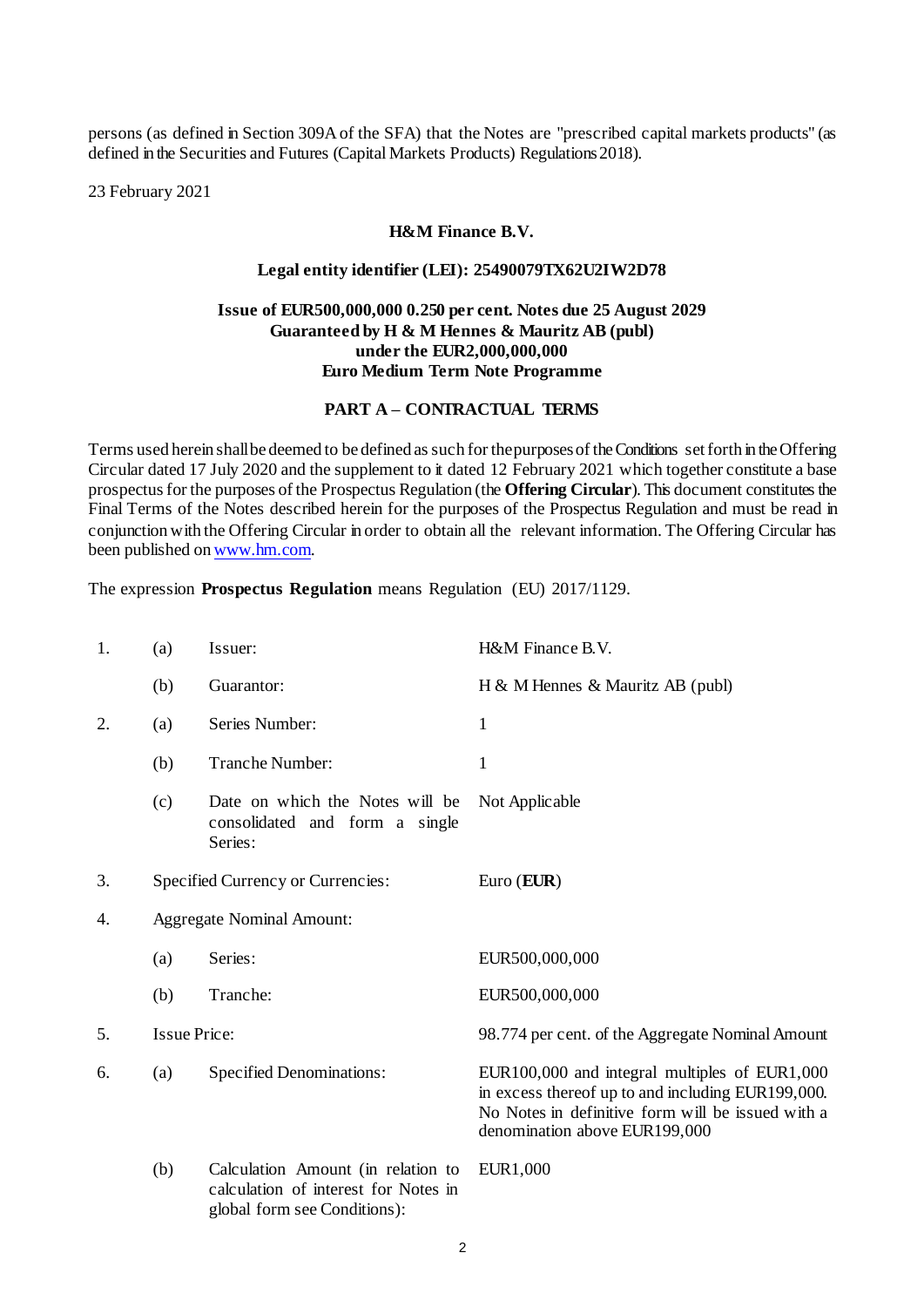persons (as defined in Section 309A of the SFA) that the Notes are "prescribed capital markets products" (as defined in the Securities and Futures (Capital Markets Products) Regulations 2018).

23 February 2021

**H&M Finance B.V.**

**Legal entity identifier (LEI): 25490079TX62U2IW2D78**

**Issue of EUR500,000,000 0.250 per cent. Notes due 25 August 2029**
**Guaranteed by H & M Hennes & Mauritz AB (publ)**
**under the EUR2,000,000,000**
**Euro Medium Term Note Programme**

## PART A – CONTRACTUAL TERMS

Terms used herein shall be deemed to be defined as such for the purposes of the Conditions set forth in the Offering Circular dated 17 July 2020 and the supplement to it dated 12 February 2021 which together constitute a base prospectus for the purposes of the Prospectus Regulation (the **Offering Circular**). This document constitutes the Final Terms of the Notes described herein for the purposes of the Prospectus Regulation and must be read in conjunction with the Offering Circular in order to obtain all the relevant information. The Offering Circular has been published on www.hm.com.

The expression **Prospectus Regulation** means Regulation (EU) 2017/1129.

| | | | |
|---|---|---|---|
| 1. | (a) | Issuer: | H&M Finance B.V. |
| | (b) | Guarantor: | H & M Hennes & Mauritz AB (publ) |
| 2. | (a) | Series Number: | 1 |
| | (b) | Tranche Number: | 1 |
| | (c) | Date on which the Notes will be consolidated and form a single Series: | Not Applicable |
| 3. | Specified Currency or Currencies: | | Euro (**EUR**) |
| 4. | Aggregate Nominal Amount: | | |
| | (a) | Series: | EUR500,000,000 |
| | (b) | Tranche: | EUR500,000,000 |
| 5. | Issue Price: | | 98.774 per cent. of the Aggregate Nominal Amount |
| 6. | (a) | Specified Denominations: | EUR100,000 and integral multiples of EUR1,000 in excess thereof up to and including EUR199,000. No Notes in definitive form will be issued with a denomination above EUR199,000 |
| | (b) | Calculation Amount (in relation to calculation of interest for Notes in global form see Conditions): | EUR1,000 |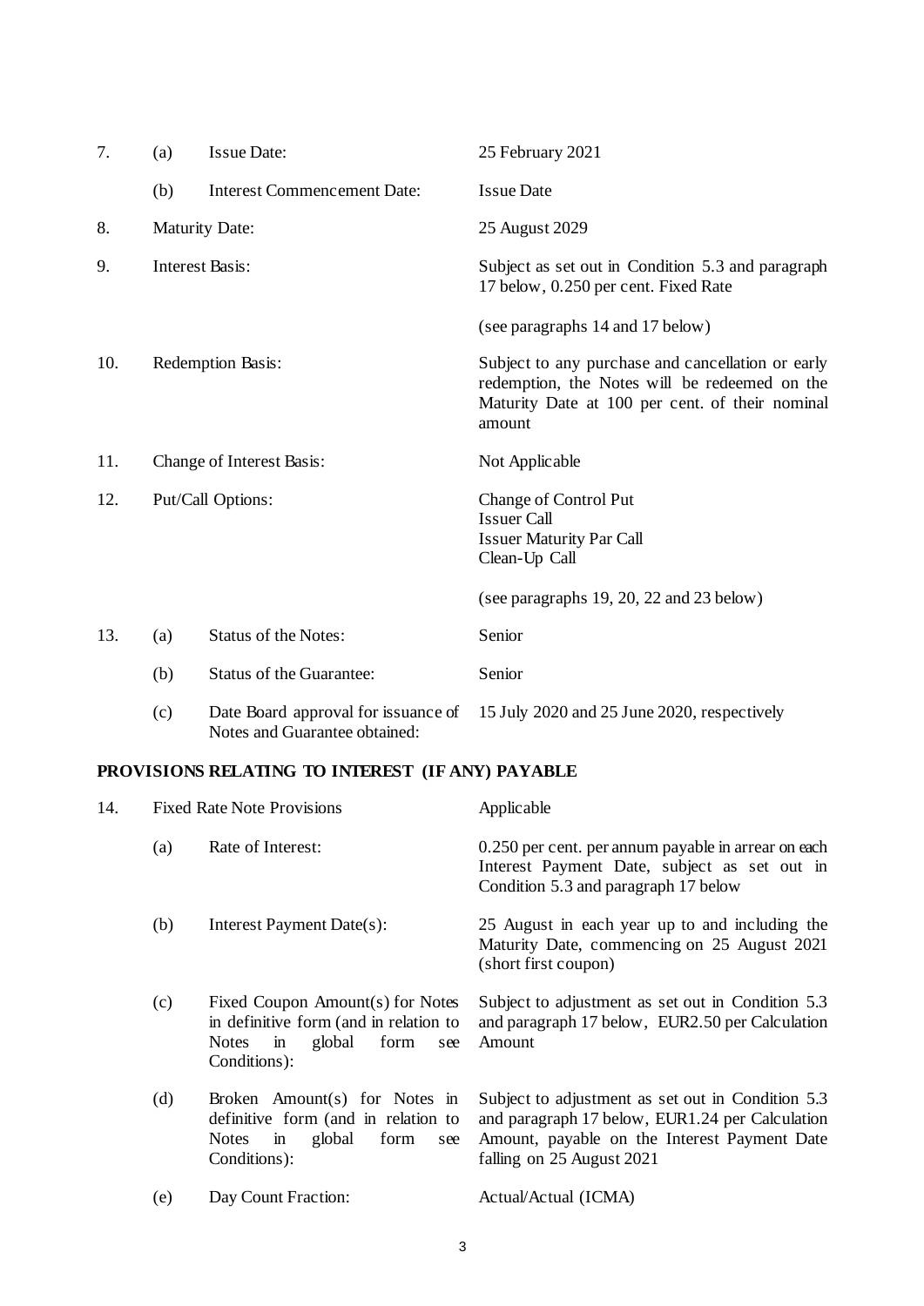| | | | |
|---|---|---|---|
| 7. | (a) | Issue Date: | 25 February 2021 |
| | (b) | Interest Commencement Date: | Issue Date |
| 8. | | Maturity Date: | 25 August 2029 |
| 9. | | Interest Basis: | Subject as set out in Condition 5.3 and paragraph 17 below, 0.250 per cent. Fixed Rate<br><br>(see paragraphs 14 and 17 below) |
| 10. | | Redemption Basis: | Subject to any purchase and cancellation or early redemption, the Notes will be redeemed on the Maturity Date at 100 per cent. of their nominal amount |
| 11. | | Change of Interest Basis: | Not Applicable |
| 12. | | Put/Call Options: | Change of Control Put<br>Issuer Call<br>Issuer Maturity Par Call<br>Clean-Up Call<br><br>(see paragraphs 19, 20, 22 and 23 below) |
| 13. | (a) | Status of the Notes: | Senior |
| | (b) | Status of the Guarantee: | Senior |
| | (c) | Date Board approval for issuance of Notes and Guarantee obtained: | 15 July 2020 and 25 June 2020, respectively |

**PROVISIONS RELATING TO INTEREST (IF ANY) PAYABLE**

| | | | |
|---|---|---|---|
| 14. | | Fixed Rate Note Provisions | Applicable |
| | (a) | Rate of Interest: | 0.250 per cent. per annum payable in arrear on each Interest Payment Date, subject as set out in Condition 5.3 and paragraph 17 below |
| | (b) | Interest Payment Date(s): | 25 August in each year up to and including the Maturity Date, commencing on 25 August 2021 (short first coupon) |
| | (c) | Fixed Coupon Amount(s) for Notes in definitive form (and in relation to Notes in global form see Conditions): | Subject to adjustment as set out in Condition 5.3 and paragraph 17 below, EUR2.50 per Calculation Amount |
| | (d) | Broken Amount(s) for Notes in definitive form (and in relation to Notes in global form see Conditions): | Subject to adjustment as set out in Condition 5.3 and paragraph 17 below, EUR1.24 per Calculation Amount, payable on the Interest Payment Date falling on 25 August 2021 |
| | (e) | Day Count Fraction: | Actual/Actual (ICMA) |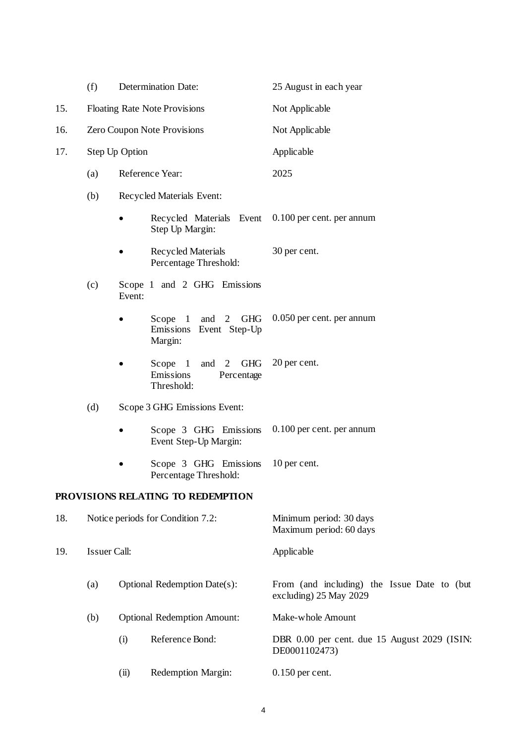| | | | | |
|---|---|---|---|---|
| | (f) | Determination Date: | | 25 August in each year |
| 15. | Floating Rate Note Provisions | | | Not Applicable |
| 16. | Zero Coupon Note Provisions | | | Not Applicable |
| 17. | Step Up Option | | | Applicable |
| | (a) | Reference Year: | | 2025 |
| | (b) | Recycled Materials Event: | | |
| | | • | Recycled Materials Event Step Up Margin: | 0.100 per cent. per annum |
| | | • | Recycled Materials Percentage Threshold: | 30 per cent. |
| | (c) | Scope 1 and 2 GHG Emissions Event: | | |
| | | • | Scope 1 and 2 GHG Emissions Event Step-Up Margin: | 0.050 per cent. per annum |
| | | • | Scope 1 and 2 GHG Emissions Percentage Threshold: | 20 per cent. |
| | (d) | Scope 3 GHG Emissions Event: | | |
| | | • | Scope 3 GHG Emissions Event Step-Up Margin: | 0.100 per cent. per annum |
| | | • | Scope 3 GHG Emissions Percentage Threshold: | 10 per cent. |

**PROVISIONS RELATING TO REDEMPTION**

| | | | | |
|---|---|---|---|---|
| 18. | Notice periods for Condition 7.2: | | | Minimum period: 30 days<br>Maximum period: 60 days |
| 19. | Issuer Call: | | | Applicable |
| | (a) | Optional Redemption Date(s): | | From (and including) the Issue Date to (but excluding) 25 May 2029 |
| | (b) | Optional Redemption Amount: | | Make-whole Amount |
| | | (i) | Reference Bond: | DBR 0.00 per cent. due 15 August 2029 (ISIN: DE0001102473) |
| | | (ii) | Redemption Margin: | 0.150 per cent. |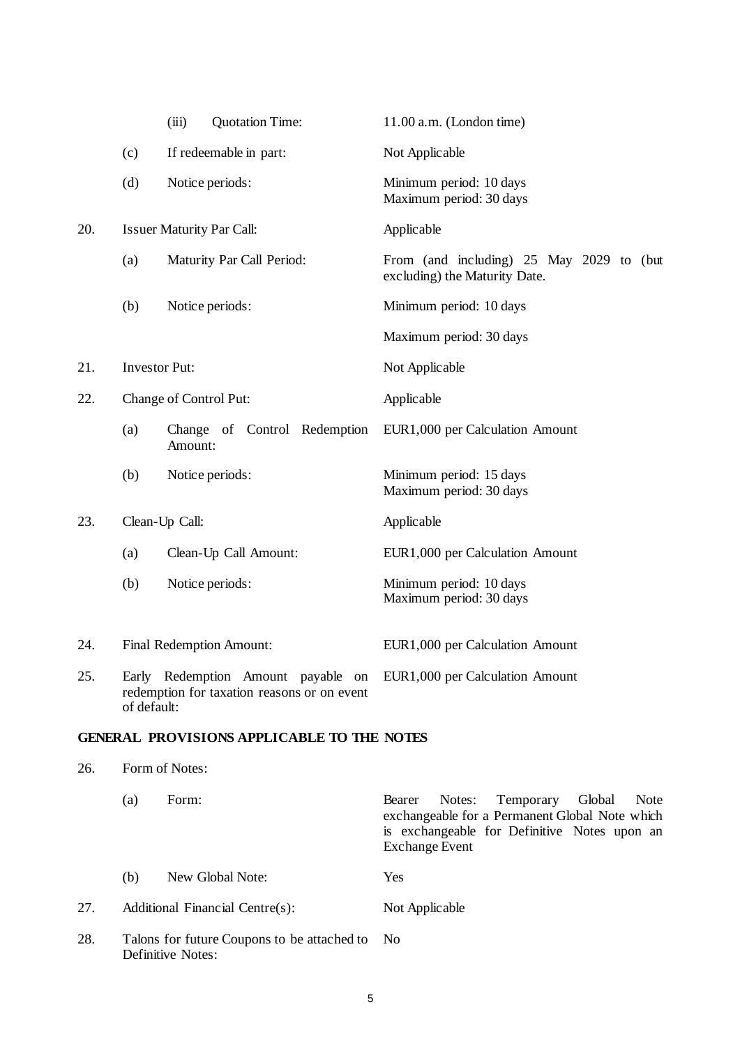|  |  |  |  |
|---|---|---|---|
|  |  | (iii) Quotation Time: | 11.00 a.m. (London time) |
|  | (c) | If redeemable in part: | Not Applicable |
|  | (d) | Notice periods: | Minimum period: 10 days<br>Maximum period: 30 days |
| 20. | Issuer Maturity Par Call: |  | Applicable |
|  | (a) | Maturity Par Call Period: | From (and including) 25 May 2029 to (but excluding) the Maturity Date. |
|  | (b) | Notice periods: | Minimum period: 10 days<br>Maximum period: 30 days |
| 21. | Investor Put: |  | Not Applicable |
| 22. | Change of Control Put: |  | Applicable |
|  | (a) | Change of Control Redemption Amount: | EUR1,000 per Calculation Amount |
|  | (b) | Notice periods: | Minimum period: 15 days<br>Maximum period: 30 days |
| 23. | Clean-Up Call: |  | Applicable |
|  | (a) | Clean-Up Call Amount: | EUR1,000 per Calculation Amount |
|  | (b) | Notice periods: | Minimum period: 10 days<br>Maximum period: 30 days |
| 24. | Final Redemption Amount: |  | EUR1,000 per Calculation Amount |
| 25. | Early Redemption Amount payable on redemption for taxation reasons or on event of default: |  | EUR1,000 per Calculation Amount |

**GENERAL PROVISIONS APPLICABLE TO THE NOTES**

|  |  |  |  |
|---|---|---|---|
| 26. | Form of Notes: |  |  |
|  | (a) | Form: | Bearer Notes: Temporary Global Note exchangeable for a Permanent Global Note which is exchangeable for Definitive Notes upon an Exchange Event |
|  | (b) | New Global Note: | Yes |
| 27. | Additional Financial Centre(s): |  | Not Applicable |
| 28. | Talons for future Coupons to be attached to Definitive Notes: |  | No |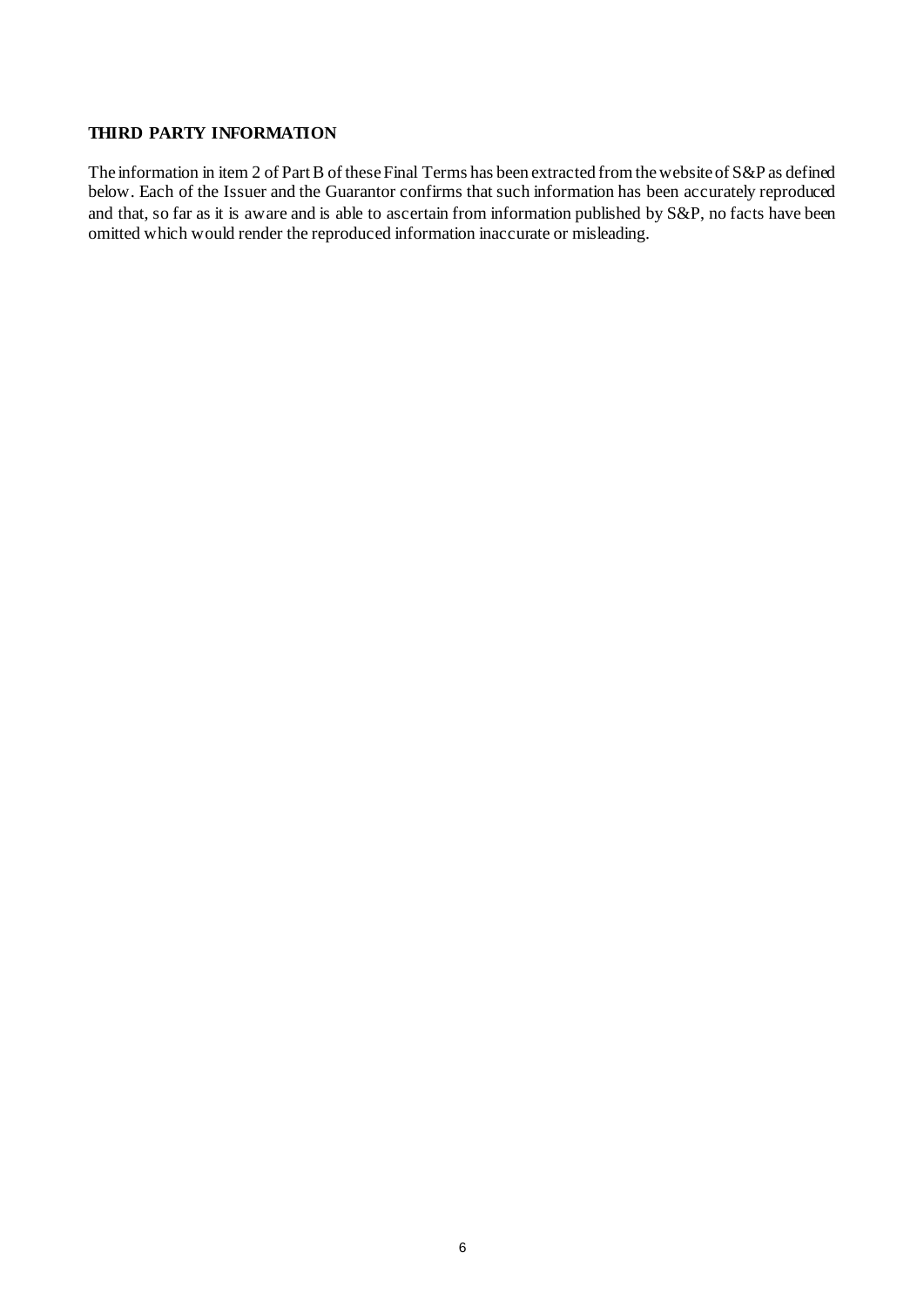**THIRD PARTY INFORMATION**

The information in item 2 of Part B of these Final Terms has been extracted from the website of S&P as defined below. Each of the Issuer and the Guarantor confirms that such information has been accurately reproduced and that, so far as it is aware and is able to ascertain from information published by S&P, no facts have been omitted which would render the reproduced information inaccurate or misleading.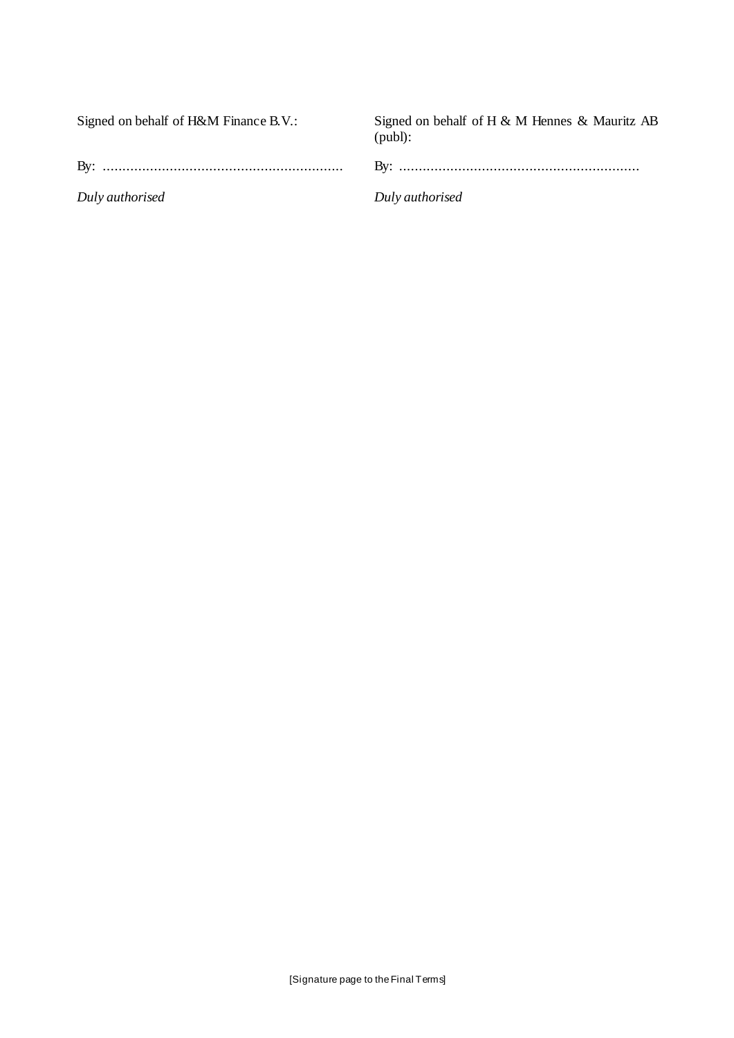| Signed on behalf of H&M Finance B.V.: | Signed on behalf of H & M Hennes & Mauritz AB (publ): |
| --- | --- |
| By: ............................................................ | By: ............................................................ |
| *Duly authorised* | *Duly authorised* |

[Signature page to the Final Terms]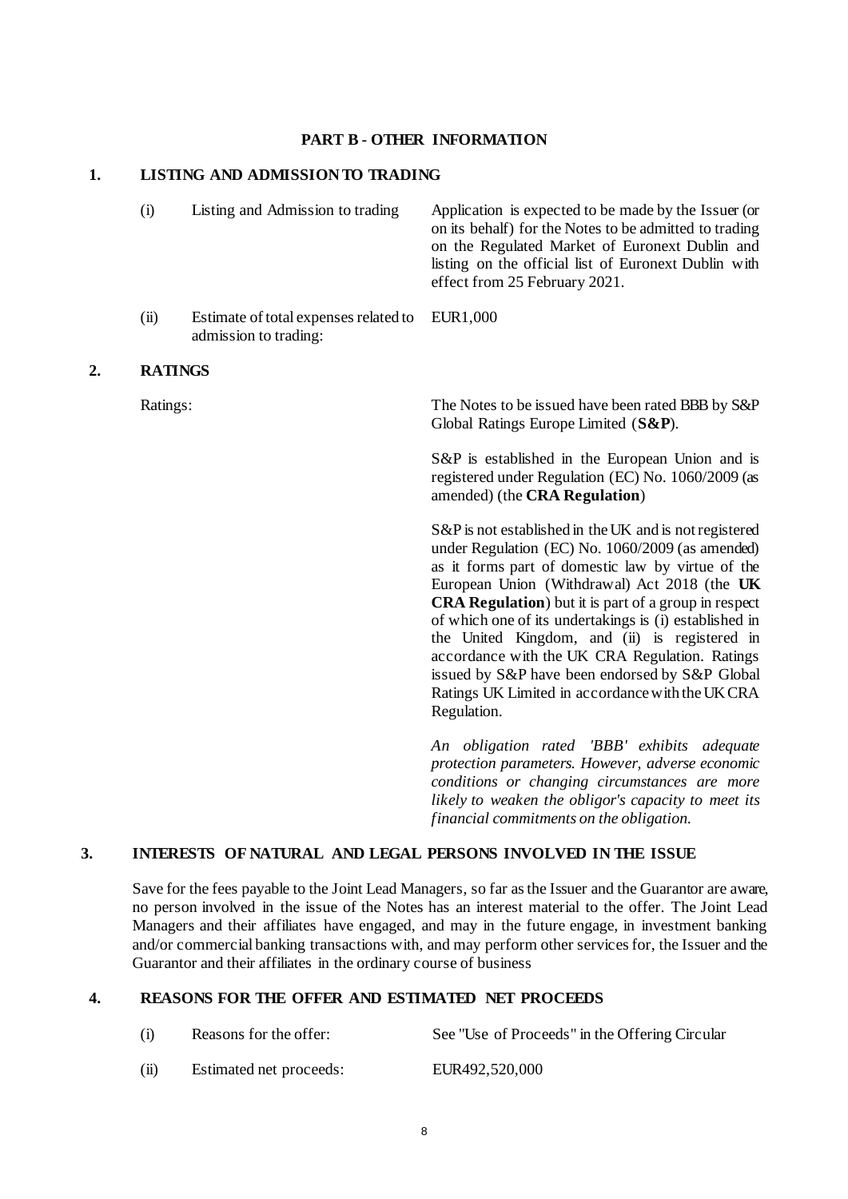## PART B - OTHER INFORMATION

### 1. LISTING AND ADMISSION TO TRADING

| | | |
|---|---|---|
| (i) | Listing and Admission to trading | Application is expected to be made by the Issuer (or on its behalf) for the Notes to be admitted to trading on the Regulated Market of Euronext Dublin and listing on the official list of Euronext Dublin with effect from 25 February 2021. |
| (ii) | Estimate of total expenses related to admission to trading: | EUR1,000 |

### 2. RATINGS

Ratings:

The Notes to be issued have been rated BBB by S&P Global Ratings Europe Limited (**S&P**).

S&P is established in the European Union and is registered under Regulation (EC) No. 1060/2009 (as amended) (the **CRA Regulation**)

S&P is not established in the UK and is not registered under Regulation (EC) No. 1060/2009 (as amended) as it forms part of domestic law by virtue of the European Union (Withdrawal) Act 2018 (the **UK CRA Regulation**) but it is part of a group in respect of which one of its undertakings is (i) established in the United Kingdom, and (ii) is registered in accordance with the UK CRA Regulation. Ratings issued by S&P have been endorsed by S&P Global Ratings UK Limited in accordance with the UK CRA Regulation.

*An obligation rated 'BBB' exhibits adequate protection parameters. However, adverse economic conditions or changing circumstances are more likely to weaken the obligor's capacity to meet its financial commitments on the obligation.*

### 3. INTERESTS OF NATURAL AND LEGAL PERSONS INVOLVED IN THE ISSUE

Save for the fees payable to the Joint Lead Managers, so far as the Issuer and the Guarantor are aware, no person involved in the issue of the Notes has an interest material to the offer. The Joint Lead Managers and their affiliates have engaged, and may in the future engage, in investment banking and/or commercial banking transactions with, and may perform other services for, the Issuer and the Guarantor and their affiliates in the ordinary course of business

### 4. REASONS FOR THE OFFER AND ESTIMATED NET PROCEEDS

| | | |
|---|---|---|
| (i) | Reasons for the offer: | See "Use of Proceeds" in the Offering Circular |
| (ii) | Estimated net proceeds: | EUR492,520,000 |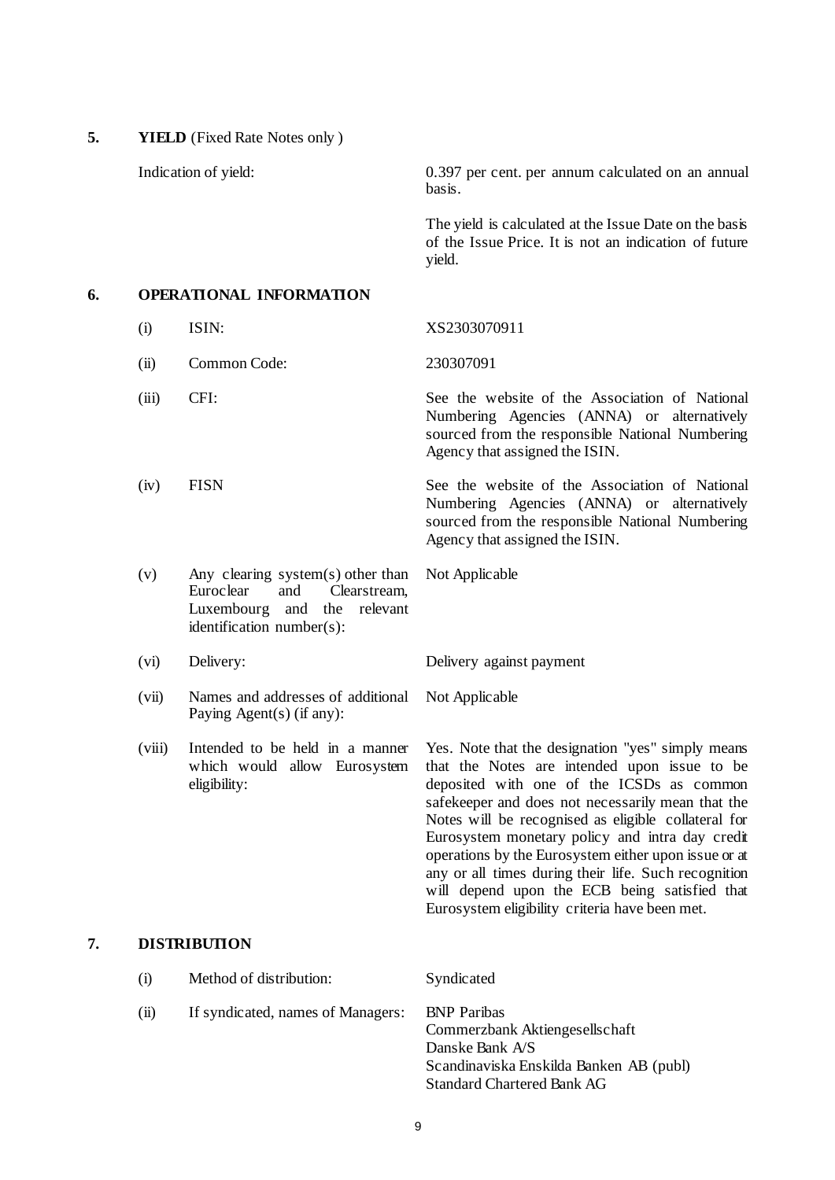## 5. YIELD (Fixed Rate Notes only )

| | |
|---|---|
| Indication of yield: | 0.397 per cent. per annum calculated on an annual basis.<br><br>The yield is calculated at the Issue Date on the basis of the Issue Price. It is not an indication of future yield. |

## 6. OPERATIONAL INFORMATION

| | | |
|---|---|---|
| (i) | ISIN: | XS2303070911 |
| (ii) | Common Code: | 230307091 |
| (iii) | CFI: | See the website of the Association of National Numbering Agencies (ANNA) or alternatively sourced from the responsible National Numbering Agency that assigned the ISIN. |
| (iv) | FISN | See the website of the Association of National Numbering Agencies (ANNA) or alternatively sourced from the responsible National Numbering Agency that assigned the ISIN. |
| (v) | Any clearing system(s) other than Euroclear and Clearstream, Luxembourg and the relevant identification number(s): | Not Applicable |
| (vi) | Delivery: | Delivery against payment |
| (vii) | Names and addresses of additional Paying Agent(s) (if any): | Not Applicable |
| (viii) | Intended to be held in a manner which would allow Eurosystem eligibility: | Yes. Note that the designation "yes" simply means that the Notes are intended upon issue to be deposited with one of the ICSDs as common safekeeper and does not necessarily mean that the Notes will be recognised as eligible collateral for Eurosystem monetary policy and intra day credit operations by the Eurosystem either upon issue or at any or all times during their life. Such recognition will depend upon the ECB being satisfied that Eurosystem eligibility criteria have been met. |

## 7. DISTRIBUTION

| | | |
|---|---|---|
| (i) | Method of distribution: | Syndicated |
| (ii) | If syndicated, names of Managers: | BNP Paribas<br>Commerzbank Aktiengesellschaft<br>Danske Bank A/S<br>Scandinaviska Enskilda Banken AB (publ)<br>Standard Chartered Bank AG |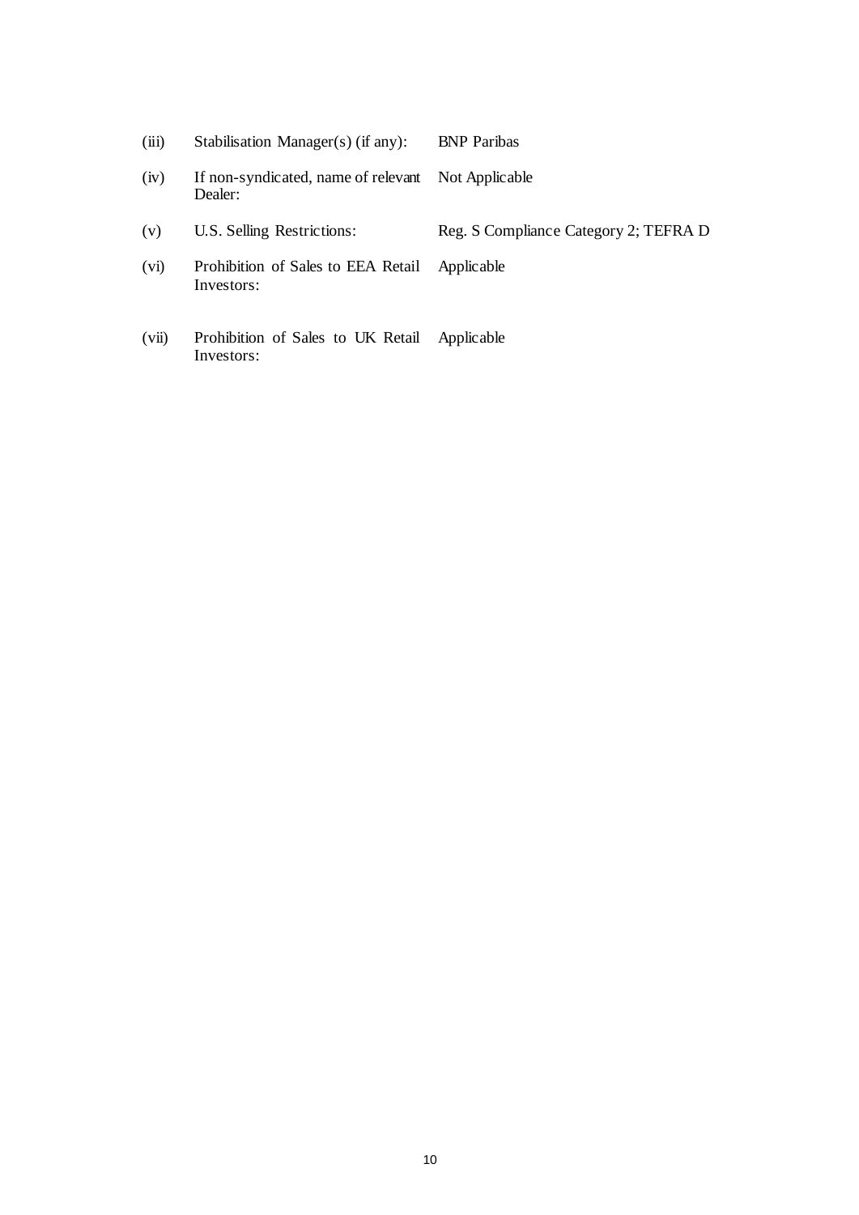| | | |
|---|---|---|
| (iii) | Stabilisation Manager(s) (if any): | BNP Paribas |
| (iv) | If non-syndicated, name of relevant Dealer: | Not Applicable |
| (v) | U.S. Selling Restrictions: | Reg. S Compliance Category 2; TEFRA D |
| (vi) | Prohibition of Sales to EEA Retail Investors: | Applicable |
| (vii) | Prohibition of Sales to UK Retail Investors: | Applicable |